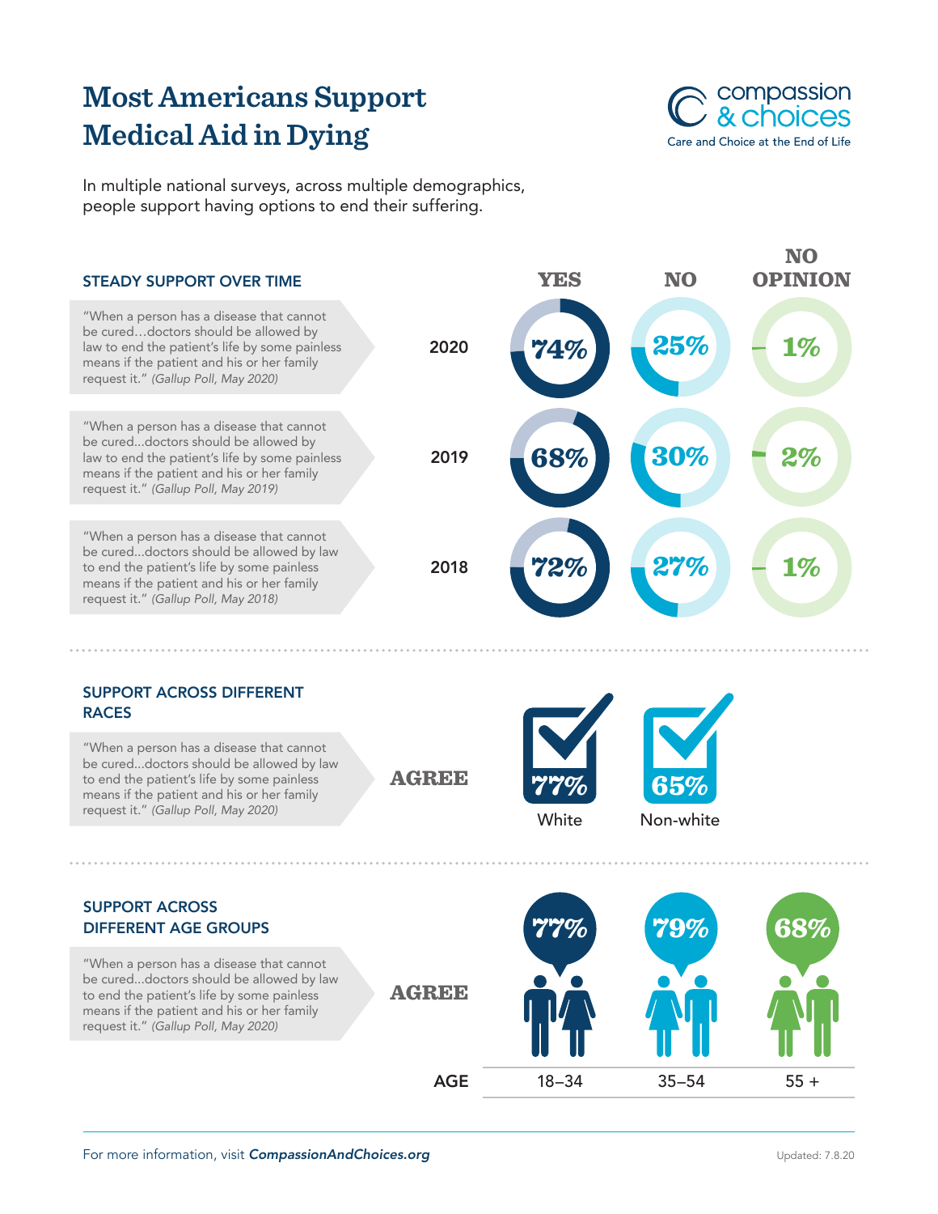# Most Americans Support Medical Aid in Dying

compassion & choices
Care and Choice at the End of Life

In multiple national surveys, across multiple demographics, people support having options to end their suffering.

## STEADY SUPPORT OVER TIME

"When a person has a disease that cannot be cured...doctors should be allowed by law to end the patient's life by some painless means if the patient and his or her family request it." *(Gallup Poll, May 2020)*

"When a person has a disease that cannot be cured...doctors should be allowed by law to end the patient's life by some painless means if the patient and his or her family request it." *(Gallup Poll, May 2019)*

"When a person has a disease that cannot be cured...doctors should be allowed by law to end the patient's life by some painless means if the patient and his or her family request it." *(Gallup Poll, May 2018)*

YES
NO
NO OPINION

2020
74%
25%
1%

2019
68%
30%
2%

2018
72%
27%
1%

## SUPPORT ACROSS DIFFERENT RACES

"When a person has a disease that cannot be cured...doctors should be allowed by law to end the patient's life by some painless means if the patient and his or her family request it." *(Gallup Poll, May 2020)*

AGREE
77%
White
65%
Non-white

## SUPPORT ACROSS DIFFERENT AGE GROUPS

"When a person has a disease that cannot be cured...doctors should be allowed by law to end the patient's life by some painless means if the patient and his or her family request it." *(Gallup Poll, May 2020)*

AGREE
77%
79%
68%

AGE
18–34
35–54
55 +

For more information, visit ***CompassionAndChoices.org***

Updated: 7.8.20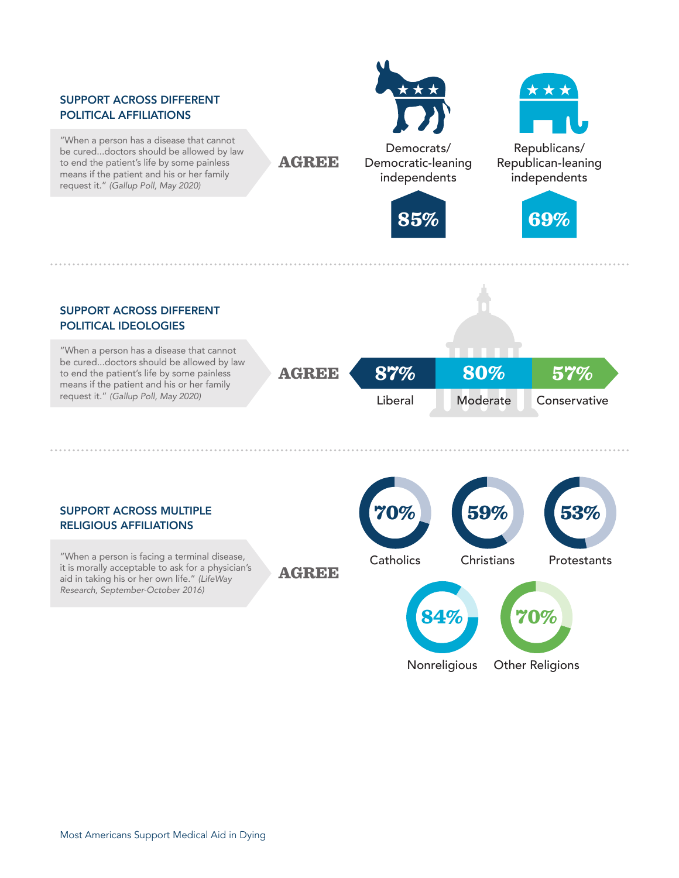## SUPPORT ACROSS DIFFERENT POLITICAL AFFILIATIONS

"When a person has a disease that cannot be cured...doctors should be allowed by law to end the patient's life by some painless means if the patient and his or her family request it." *(Gallup Poll, May 2020)*

AGREE

Democrats/ Democratic-leaning independents

85%

Republicans/ Republican-leaning independents

69%

## SUPPORT ACROSS DIFFERENT POLITICAL IDEOLOGIES

"When a person has a disease that cannot be cured...doctors should be allowed by law to end the patient's life by some painless means if the patient and his or her family request it." *(Gallup Poll, May 2020)*

AGREE

87%
Liberal

80%
Moderate

57%
Conservative

## SUPPORT ACROSS MULTIPLE RELIGIOUS AFFILIATIONS

"When a person is facing a terminal disease, it is morally acceptable to ask for a physician's aid in taking his or her own life." *(LifeWay Research, September-October 2016)*

AGREE

70%
Catholics

59%
Christians

53%
Protestants

84%
Nonreligious

70%
Other Religions